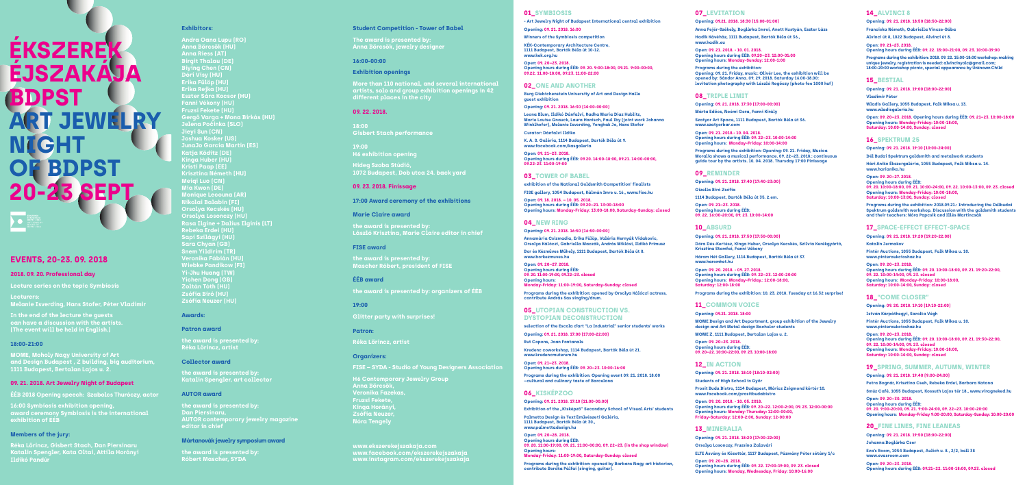# ÉKSZEREK ÉJSZAKÁJA BDPST

# ART JEWELRY NIGHT OF BDPST 20-23 SEPT

## EVENTS, 20-23. 09. 2018

### 2018. 09. 20. Professional day

Lecture series on the topic Symbiosis

Lecturers:
Melanie Isverding, Hans Stofer, Péter Vladimír

In the end of the lecture the guests can have a discussion with the artists. (The event will be held in English.)

### 18:00-21:00

MOME, Moholy Nagy University of Art and Design Budapest , Z building, big auditorium, 1111 Budapest, Bertalan Lajos u. 2.

### 09. 21. 2018. Art Jewelry Night of Budapest

ÉÉB 2018 Opening speech: Szabolcs Thuróczy, actor

14:00 Symbiosis exhibition opening, award ceremony Symbiosis is the international exhibition of ÉÉB

### Members of the jury:

Réka Lőrincz, Gisbert Stach, Dan Piersinaru Katalin Spengler, Kata Oltai, Attila Horányi Ildikó Pandúr

### Exhibitors:

Andra Oana Lupu [RO]
Anna Börcsök [HU]
Anna Riess [AT]
Birgit Thalau [DE]
Biying Chen [CN]
Dóri Visy [HU]
Erika Fülöp [HU]
Erika Rejka [HU]
Eszter Sára Kocsor [HU]
Fanni Vékony [HU]
Fruzsi Fekete [HU]
Gergő Varga + Mona Birkás [HU]
Jelena Počinka [SLO]
Jieyi Sun [CN]
Joshua Kosker [US]
JunaJo Garcia Martin [ES]
Katja Köditz [DE]
Kinga Huber [HU]
Kristi Paap [EE]
Krisztina Németh [HU]
Meiqi Luo [CN]
Mia Kwon [DE]
Monique Lecoune [AR]
Nikolai Balabin [FI]
Orsolya Kecskés [HU]
Orsolya Losonczy [HU]
Rasa Ilgine + Dalius Ilginis [LT]
Rebeka Erdei [HU]
Sapi Szilágyi [HU]
Sara Chyan [GB]
Snem Yildirim [TR]
Veronika Fábián [HU]
Wiebke Pandikow [FI]
Yi-Jhu Huang [TW]
Yichen Dong [GB]
Zoltán Tóth [HU]
Zsófia Biró [HU]
Zsófia Neuzer [HU]

### Awards:

**Patron award**

the award is presented by: Réka Lőrincz, artist

**Collector award**

the award is presented by: Katalin Spengler, art collector

**AUTOR award**

the award is presented by: Dan Piersinaru, AUTOR contemporary jewelry magazine editor in chief

**Mártanovák jewelry symposium award**

the award is presented by: Róbert Mascher, SYDA

### Student Competition - Tower of Babel

The award is presented by: Anna Börcsök, jewelry designer

### 16:00-00:00

Exhibition openings

More than 110 national, and several international artists, solo and group exhibition openings in 42 different places in the city

### 09. 22. 2018.

18:00
Gisbert Stach performance

19:00
Hé exhibition opening

Hideg Szoba Stúdió, 1072 Budapest, Dob utca 24. back yard

### 09. 23. 2018. Finissage

17:00 Award ceremony of the exhibitions

**Marie Claire award**

the award is presented by: László Krisztina, Marie Claire editor in chief

**FISE award**

the award is presented by: Mascher Róbert, president of FISE

**ÉÉB award**

the award is presented by: organizers of ÉÉB

19:00

Glitter party with surprises!

**Patron:**

Réka Lőrincz, artist

**Organizers:**

FISE – SYDA - Studio of Young Designers Association

Hé Contemporary Jewelry Group
Anna Börcsök,
Veronika Fazekas,
Fruzsi Fekete,
Kinga Horányi,
Zsófia Neuzer,
Nóra Tengely

www.ekszerekejszakaja.com
www.facebook.com/ekszerekejszakaja
www.instagram.com/ekszerekejszakaja

## 01_SYMBIOSIS

- Art Jewelry Night of Budapest International central exhibition

Opening: 09. 21. 2018. 16:00

Winners of the Symbiosis competition

KÉK-Contemporary Architecture Centre, 1111 Budapest, Bartók Béla út 10-12. www.kek.org.hu

Open: 09. 20–23. 2018.
Opening hours during ÉÉB: 09. 20. 9:00-18:00, 09.21. 9:00-00:00, 09.22. 11:00-18:00, 09.23. 11:00-22:00

## 02_ONE AND ANOTHER

Burg Giebichenstein University of Art and Design Halle guest exhibition

Opening: 09. 21. 2018. 16:30 (16:00-00:00)

Leona Blum, Ildikó Dánfalvi, Radha Maria Diaz Hublitz, Marie Louise Gnauck, Laura Hanisch, Paul Iby (joint work Johanna Winkhofer), Melanie Isverding, Yonghak Jo, Hans Stofer

Curator: Dánfalvi Ildikó

K. A. S. Galéria, 1114 Budapest, Bartók Béla út 9. www.facebook.com/kasgaleria

Open: 09. 21–23. 2018.
Opening hours during ÉÉB: 09.20. 14:00-18:00, 09.21. 14:00-00:00, 09.22-23. 11:00-19:00

## 03_TOWER OF BABEL

exhibition of the National Goldsmith Competition' finalists

FISE gallery, 1054 Budapest, Kálmán Imre u. 16., www.fise.hu

Open: 09. 18. 2018. – 10. 05. 2018.
Opening hours during ÉÉB: 09.20–23, 13:00-18:00
Opening hours: Monday-Friday: 13:00-18:00, Saturday-Sunday: closed

## 04_NEW RING

Opening: 09. 21. 2018. 16:50 (16:50-00:00)

Annamária Csizmadia, Erika Fülöp, Valéria Hernyák Vidákovic, Orsolya Kálóczi, Gabriella Maczák, András Miklósi, Ildikó Primusz

Bor és Kézműves Műhely, 1111 Budapest, Bartók Béla út 8. www.borkezmuves.hu

Open: 09. 20–27. 2018.
Opening hours during ÉÉB: 09. 20. 11:00-19:00, 09.22–23. closed
Opening hours: Monday-Friday: 11:00-19:00, Saturday-Sunday: closed

Programs during the exhibition: opened by Orsolya Kálóczi actress, contribute András Sas singing/drum.

## 05_UTOPIAN CONSTRUCTION VS. DYSTOPIAN DECONSTRUCTION

selection of the Escola d'art "La Industrial" senior students' works

Opening: 09. 21. 2018. 17:00 (17:00-22:00)

Rut Copons, Joan Fontanals

Kredenc coworkshop, 1114 Budapest, Bartók Béla út 21. www.kredencmuterem.hu

Open: 09. 21–23. 2018.
Opening hours during ÉÉB: 09. 20–23. 10:00-16:00

Programs during the exhibition: Opening event 09. 21. 2018. 18:00 —cultural and culinary taste of Barcelona

## 06_KISKÉPZŐ

Opening: 09. 21. 2018. 17:10 (11:00-00:00)

Exhibition of the „Kisképző" Secondary School of Visual Arts' students

Palmetta Design és Textilművészeti Galéria, 1111 Budapest, Bartók Béla út 30., www.palmettadesign.hu

Open: 09. 20–28. 2018.
Opening hours during ÉÉB: 09. 20. 11:00-19:00, 09. 21. 11:00-00:00, 09. 22–23. (in the shop window)
Opening hours: Monday-Friday: 11:00-19:00, Saturday-Sunday: closed

Programs during the exhibition: opened by Barbara Nagy art historian, contribute Boróka Pálfai (singing, guitar).

## 07_LEVITATION

Opening: 09.21. 2018. 18:30 (15:00-01:00)

Anna Fejér-Székely, Boglárka Imrei, Anett Kustyán, Eszter Lázs

Hadik Kávéház, 1111 Budapest, Bartók Béla út 36., www.hadik.eu

Open: 09. 21. 2018. - 10. 01. 2018.
Opening hours during ÉÉB: 09.20–23. 12:00-01:00
Opening hours: Monday-Sunday: 12:00-1:00

Programs during the exhibition:
Opening: 09. 21. Friday, music: Olivér Lee, the exhibition will be opened by: Sándor Anna. 09. 29. 2018. Saturday 16.00-18.00: levitation photography with László Regőczy (photo fee 1000 huf)

## 08_TRIPLE LIMIT

Opening: 09. 21. 2018. 17:30 (17:00-00:00)

Márta Edőcs, Noémi Gera, Fanni Király

Szatyor Art Space, 1111 Budapest, Bartók Béla út 36. www.szatyorbar.com

Open: 09. 21. 2018. - 10. 04. 2018.
Opening hours during ÉÉB: 09. 22–23. 10:00-14:00
Opening hours: Monday-Friday: 10:00-14:00

Programs during the exhibition: Opening: 09. 21. Friday, Musica Moralia shows a musical performance. 09. 22–23. 2018.: continuous guide tour by the artists. 10. 04. 2018. Thursday 17:00 Finissage

## 09_REMINDER

Opening: 09. 21. 2018. 17:40 (17:40-23:00)

Gizella Bíró Zsófia

1114 Budapest, Bartók Béla út 55. 2.em.

Open: 09. 21–23. 2018.
Opening hours during ÉÉB: 09. 22. 16:00-20:00, 09. 23. 10:00-14:00

## 10_ABSURD

Opening: 09. 21. 2018. 17:50 (17:50-00:00)

Dóra Dés-Kertész, Kinga Huber, Orsolya Kecskés, Szilvia Kerékgyártó, Krisztina Stomfai, Fanni Vékony

Három Hét Gallery, 1114 Budapest, Bartók Béla út 37. www.haromhet.hu

Open: 09. 20. 2018. - 09. 27. 2018.
Opening hours during ÉÉB: 09. 22–23. 12:00-20:00
Opening hours: Monday-Friday: 12:00-18:00, Saturday: 12:00-18:00

Programs during the exhibition: 10. 23. 2018. Tuesday at 16.32 surprise!

## 11_COMMON VOICE

Opening: 09.21. 2018. 18:00

MOME Design and Art Department, group exhibition of the Jewelry design and Art Metal design Bachelor students

MOME Z, 1111 Budapest, Bertalan Lajos u. 2.

Open: 09. 20–23. 2018.
Opening hours during ÉÉB: 09. 20–22. 10:00-22:00, 09. 23. 10:00-18:00

## 12_IN ACTION

Opening: 09. 21. 2018. 18:10 (18:10-02:00)

Students of High School in Győr

Prosit Buda Bistro, 1114 Budapest, Móricz Zsigmond körtér 10. www.facebook.com/prositbudabistro

Open: 09. 20. 2018. - 10. 05. 2018.
Opening hours during ÉÉB: 09. 20–22. 12:00-2:00, 09. 23. 12:00-00:00
Opening hours: Monday-Thursday: 12:00-00:00, Friday-Saturday: 12:00-2:00, Sunday: 12:00-00:00

## 13_MINERALIA

Opening: 09. 21. 2018. 18:20 (17:00-22:00)

Orsolya Losonczy, Fruzsina Zalavári

ELTE Ásvány és Kőzettár, 1117 Budapest, Pázmány Péter sétány 1/c

Open: 09. 20–28. 2018.
Opening hours during ÉÉB: 09. 22. 17:00-19:00, 09. 23. closed
Opening hours: Monday, Wednesday, Friday: 10:00-16:00

## 14_ALVINCI 8

Opening: 09. 21. 2018. 18:50 (18:50-22:00)

Franciska Németh, Gabriella Vincze-Bába

Alvinci út 8, 1022 Budapest, Alvinci út 8.

Open: 09. 21–23. 2018.
Opening hours during ÉÉB: 09. 22. 18:00-21:00, 09. 23. 10:00-19:00

Programs during the exhibition: 2018. 09. 22. 15:00-18:00 workshop: making unique jewelry, registration is needed: alvincinyolc@gmail.com; 18:00-20:00 workshop picnic, special appearance by Unknown Child

## 15_BESTIAL

Opening: 09. 21. 2018. 19:00 (18:00-22:00)

Vladimír Péter

Wladis Gallery, 1055 Budapest, Falk Miksa u. 13. www.wladisgaleria.hu

Open: 09. 20–23. 2018. Opening hours during ÉÉB: 09. 21–23. 10:00-18:00
Opening hours: Monday-Friday: 10:00-18:00, Saturday: 10:00-14:00, Sunday: closed

## 16_SPEKTRUM 25

Opening: 09. 21. 2018. 19:10 (10:00-24:00)

Dél Budai Spektrum goldsmith and metalwork students

Hári Anikó Ékszergaléria, 1055 Budapest, Falk Miksa u. 14. www.harianiko.hu

Open: 09. 20–27. 2018.
Opening hours during ÉÉB: 09. 20. 10:00-18:00, 09. 21. 10:00-24:00, 09. 22. 10:00-13:00, 09. 23. closed
Opening hours: Monday-Friday: 10:00-18:00, Saturday: 10:00-13:00, Sunday: closed

Programs during the exhibition: 2018.09.21.: Introducing the Délbudai Spektrum goldsmith workshop. Discussion with the goldsmith students and their teachers: Nóra Papcsik and Illés Martincsák

## 17_SPACE-EFFECT EFFECT-SPACE

Opening: 09. 21. 2018. 19:20 (19:20-22:00)

Katalin Jermakov

Pintér Auctions, 1055 Budapest, Falk Miksa u. 10. www.pinteraukcioshaz.hu

Open: 09. 20–23. 2018.
Opening hours during ÉÉB: 09. 20. 10:00-18:00, 09. 21. 19:20-22:00, 09. 22. 10:00-14:00, 09. 23. closed
Opening hours: Monday-Friday: 10:00-18:00, Saturday: 10:00-14:00, Sunday: closed

## 18_"COME CLOSER"

Opening: 09. 20. 2018. 19:10 (19:30-22:00)

István Kárpáthegyi, Sarolta Végh

Pintér Auctions, 1055 Budapest, Falk Miksa u. 10. www.pinteraukcioshaz.hu

Open: 09. 20–23. 2018.
Opening hours during ÉÉB: 09. 20. 10:00-18:00, 09. 21. 19:30-22:00, 09. 22. 10:00-14:00, 09. 23. closed
Opening hours: Monday-Friday: 10:00-18:00, Saturday: 10:00-14:00, Sunday: closed

## 19_SPRING, SUMMER, AUTUMN, WINTER

Opening: 09. 21. 2018. 19:40 (9:00-24:00)

Petra Bognár, Krisztina Cseh, Rebeka Erdei, Barbara Katona

Smúz Café, 1055 Budapest, Kossuth Lajos tér 18., www.viragneked.hu

Open: 09. 20–30. 2018.
Opening hours during ÉÉB: 09. 20. 9:00-20:00, 09. 21. 9:00-24:00, 09. 22–23. 10:00-20:00
Opening hours: Monday-Friday 9:00-20:00, Saturday-Sunday: 10:00-20:00

## 20_FINE LINES, FINE LEANEAS

Opening: 09. 21. 2018. 19:50 (18:00-22:00)

Johanna Boglárka Cser

Eva's Room, 1054 Budapest, Aulich u. 8., 2/2, bell 38 www.evasroom.com

Open: 09. 20–23. 2018.
Opening hours during ÉÉB: 09.21–22. 11:00-18:00, 09.23. closed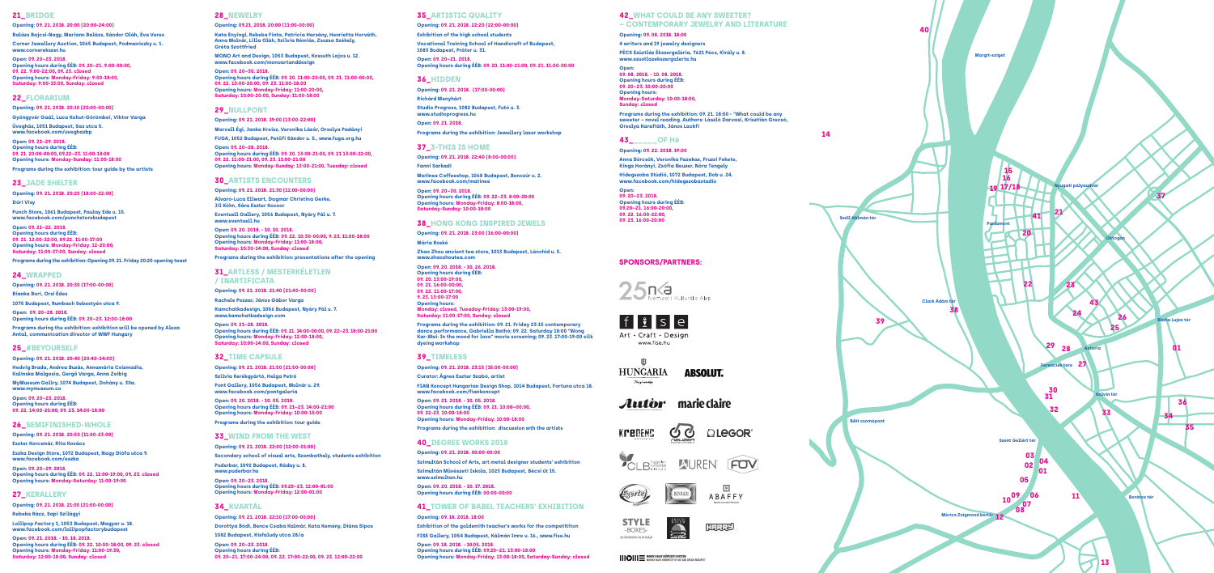## 21_BRIDGE

Opening: 09. 21. 2018. 20:00 (20:00-24:00)

Balázs Bajcsi-Nagy, Mariann Balázs, Sándor Oláh, Éva Veres

Corner Jewellery Auction, 1065 Budapest, Podmaniczky u. 1.
www.cornerekszer.hu

Open: 09. 20–23. 2018.
Opening hours during ÉÉB: 09. 20–21. 9:00-00:00,
09. 22. 9:00-22:00, 09. 23. closed
Opening hours: Monday-Friday: 9:00-18:00,
Saturday: 9:00-13:00, Sunday: closed

## 22_FLORARIUM

Opening: 09. 21. 2018. 20:10 (20:00-00:00)

Gyöngyvér Gaál, Luca Kohut-Görömbei, Viktor Varga

Üvegház, 1051 Budapest, Sas utca 5.
www.facebook.com/uveghazbp

Open: 09. 21–29. 2018.
Opening hours during ÉÉB:
09. 21. 20:00-00:00, 09.22–23. 11:00-18:00
Opening hours: Monday-Sunday: 11:00-18:00

Programs during the exhibition: tour guide by the artists

## 23_JADE SHELTER

Opening: 09. 21. 2018. 20:20 (18:00-22:00)

Dóri Visy

Punch Store, 1061 Budapest, Paulay Ede u. 16.
www.facebook.com/punchstorebudapest

Open: 09. 21–22. 2018.
Opening hours during ÉÉB:
09. 21. 12:00-22:00, 09.22. 11:00-17:00
Opening hours: Monday-Friday: 12:-20:00,
Saturday: 11:00-17:00, Sunday: closed

Programs during the exhibition: Opening 09. 21. Friday 20:20 opening toast

## 24_WRAPPED

Opening: 09. 21. 2018. 20:30 (17:00-00:00)

Bianka Bori, Orsi Édes

1075 Budapest, Rumbach Sebestyén utca 9.

Open: 09. 20–26. 2018.
Opening hours during ÉÉB: 09. 20–23. 12:00-18:00

Programs during the exhibition: exhibition will be opened by Alexa Antal, communication director of WWF Hungary

## 25_#BEYOURSELF

Opening: 09. 21. 2018. 20:40 (20:40-24:00)

Hedvig Brada, Andrea Buzás, Annamária Csizmadia, Kalinska Malgosia, Gergő Varga, Anna Zeibig

MyMuseum Gallry, 1074 Budapest, Dohány u. 50a.
www.mymuseum.co

Open: 09. 20–23. 2018.
Opening hours during ÉÉB:
09. 22. 14:00-20:00, 09. 23. 14:00-18:00

## 26_SEMIFINISHED-WHOLE

Opening: 09. 21. 2018. 20:50 (11:00-23:00)

Eszter Korcsmár, Rita Kovács

Eszka Design Store, 1072 Budapest, Nagy Diófa utca 9.
www.facebook.com/eszka

Open: 09. 20–29. 2018.
Opening hours during ÉÉB: 09. 22. 11:00-19:00, 09. 23. closed
Opening hours: Monday-Saturday: 11:00-19:00

## 27_KERALLERY

Opening: 09. 21. 2018. 21:00 (21:00-00:00)

Rebeka Rácz, Sapi Szilágyi

Lollipop Factory 1, 1053 Budapest, Magyar u. 18.
www.facebook.com/lollipopfactorybudapest

Open: 09. 21. 2018. - 10. 16. 2018.
Opening hours during ÉÉB: 09. 22. 10:00-18:00, 09. 23. closed
Opening hours: Monday-Friday: 11:00-19:30,
Saturday: 12:00-18:00, Sunday: closed

## 28_NEWELRY

Opening: 09.21. 2018. 21:00 (11:00-00:00)

Kata Enyingi, Rebeka Finta, Patrícia Harsány, Henrietta Horváth, Anna Molnár, Lilla Oláh, Szilvia Rémiás, Zsuzsa Székely, Gréta Szottfried

MONO Art and Design, 1053 Budapest, Kossuth Lajos u. 12.
www.facebook.com/monoartanddesign

Open: 09. 20–30. 2018.
Opening hours during ÉÉB: 09. 20. 11:00-20:00, 09. 21. 11:00-00:00,
09. 22. 10:00-20:00, 09. 23. 11:00-18:00
Opening hours: Monday-Friday: 11:00-20:00,
Saturday: 10:00-20:00, Sunday: 11:00-18:00

## 29_NULLPONT

Opening: 09. 21. 2018. 19:00 (13:00-22:00)

Marcell Égi, Janka Kreisz, Veronika Lázár, Orsolya Padányi

FUGA, 1052 Budapest, Petőfi Sándor u. 5., www.fuga.org.hu

Open: 09. 20–28. 2018.
Opening hours during ÉÉB: 09. 20. 13:00-21:00, 09. 21 13:00-22:00,
09. 22. 11:00-21:00, 09. 23. 11:00-21:00
Opening hours: Monday-Sunday: 13:00-21:00, Tuesday: closed

## 30_ARTISTS ENCOUNTERS

Opening: 09. 21. 2018. 21:30 (11:00-00:00)

Alvaro-Luca Ellwart, Dagmar Christina Gerke, Jil Köhn, Sára Eszter Kocsor

Eventuell Gallery, 1056 Budapest, Nyáry Pál u. 7.
www.eventuell.hu

Open: 09. 20. 2018. - 10. 10. 2018.
Opening hours during ÉÉB: 09. 22. 10:30-00:00, 9. 23. 11:00-18:00
Opening hours: Monday-Friday: 11:00-18:00,
Saturday: 10:30-14:00, Sunday: closed

Programs during the exhibition: presentations after the opening

## 31_ARTLESS / MESTERKÉLETLEN / INARTIFICATA

Opening: 09. 21. 2018. 21:40 (21:40-00:00)

Rachele Pozzar, János Gábor Varga

Kamchatkadesign, 1056 Budapest, Nyáry Pál u. 7.
www.kamchatkadesign.com

Open: 09. 21–28. 2018.
Opening hours during ÉÉB: 09. 21. 14:00-00:00, 09. 22–23. 18:00-21:00
Opening hours: Monday-Friday: 12:00-18:00,
Saturday: 10:00-14:00, Sunday: closed

## 32_TIME CAPSULE

Opening: 09. 21. 2018. 21:50 (21:50-00:00)

Szilvia Kerékgyártó, Helga Petró

Pont Gallery, 1056 Budapest, Molnár u. 29.
www.facebook.com/pontgaleria

Open: 09. 20. 2018. - 10. 05. 2018.
Opening hours during ÉÉB: 09. 21–23. 14:00-21:00
Opening hours: Monday-Friday: 10:00-15:00

Programs during the exhibition: tour guide

## 33_WIND FROM THE WEST

Opening: 09. 21. 2018. 22:00 (12:00-01:00)

Secondary school of visual arts, Szombathely, students exhibition

Puderbar, 1092 Budapest, Ráday u. 8.
www.puderbar.hu

Open: 09. 20–23. 2018.
Opening hours during ÉÉB: 09.20–23. 12:00-01:00
Opening hours: Monday-Friday: 12:00-01:00

## 34_KVARTÁL

Opening: 09. 21. 2018. 22:10 (17:00-00:00)

Dorottya Bódi, Bence Csaba Kálmán, Kata Kemény, Diána Sipos

1082 Budapest, Kisfaludy utca 28/a

Open: 09. 20–23. 2018.
Opening hours during ÉÉB:
09. 20–21. 17:00-24:00, 09. 22. 17:00-22:00, 09. 23. 12:00-22:00

## 35_ARTISTIC QUALITY

Opening: 09. 21. 2018. 22:20 (22:00-00:00)

Exhibition of the high school students

Vocational Training School of Handicraft of Budapest, 1083 Budapest, Práter u. 31.

Open: 09. 20–21. 2018.
Opening hours during ÉÉB: 09. 20. 11:00-21:00, 09. 21, 11:00-00:00

## 36_HIDDEN

Opening: 09. 21. 2018. (17:00-00:00)

Richárd Menyhárt

Studio Progress, 1082 Budapest, Futó u. 3.
www.studioprogress.hu

Open: 09. 21. 2018.

Programs during the exhibition: Jewellery laser workshop

## 37_3-THIS IS HOME

Opening: 09. 21. 2018. 22:40 (8:00-00:00)

Fanni Sarkadi

Matinee Coffeeshop, 1068 Budapest, Benczúr u. 2.
www.facebook.com/matinee

Open: 09. 20–30. 2018.
Opening hours during ÉÉB: 09. 22–23. 8:00-20:00
Opening hours: Monday-Friday: 8:00-18:00,
Saturday-Sunday: 10:00-18:00

## 38_HONG KONG INSPIRED JEWELS

Opening: 09. 21. 2018. 23:00 (16:00-00:00)

Mária Roskó

Zhao Zhou ancient tea store, 1013 Budapest, Lánchíd u. 5.
www.zhaozhoutea.com

Open: 09. 20. 2018. - 10. 26. 2018.
Opening hours during ÉÉB:
09. 20. 13:00-19:00,
09. 21. 16:00-00:00,
09. 22. 11:00-17:00,
9. 23. 13:00-17:00
Opening hours:
Monday: closed, Tuesday-Friday: 13:00-19:00,
Saturday: 11:00-17:00, Sunday: closed

Programs during the exhibition: 09. 21. Friday 23:15 contemporary dance performance, Gabriella Bathó; 09. 22. Saturday 18:00 "Wong Kar-Wai: In the mood for love" movie screening; 09. 23. 17:00-19:00 silk dyeing workshop

## 39_TIMELESS

Opening: 09. 21. 2018. 23:15 (15:00-00:00)

Curator: Ágnes Eszter Szabó, artist

FJAN Koncept Hungarian Design Shop, 1014 Budapest, Fortuna utca 18.
www.facebook.com/fjankoncept

Open: 09. 21. 2018. - 10. 05. 2018.
Opening hours during ÉÉB: 09. 21. 10:00–00:00,
09. 22-23. 10:00-18:00
Opening hours: Monday-Friday: 10:00-18:00

Programs during the exhibition: discussion wth the artists

## 40_DEGREE WORKS 2018

Opening: 09. 21. 2018. 00:00-00:00

Szimultán School of Arts, art metal designer students' exhibition

Szimultán Művészeti Iskola, 1023 Budapest, Bécsi út 15.
www.szimultan.hu

Open: 09. 20. 2018. - 10. 17. 2018.
Opening hours during ÉÉB: 00:00-00:00

## 41_TOWER OF BABEL TEACHERS' EXHIBITION

Opening: 09. 18. 2018. 18:00

Exhibition of the goldsmith teacher's works for the competititon

FISE Gallery, 1054 Budapest, Kálmán Imre u. 16., www.fise.hu

Open: 09. 18. 2018. - 10.05. 2018.
Opening hours during ÉÉB: 09.20–21. 13:00-18:00
Opening hours: Monday-Friday: 13:00-18:00, Saturday-Sunday: closed

## 42_WHAT COULD BE ANY SWEETER? – CONTEMPORARY JEWELRY AND LITERATURE

Opening: 09. 08. 2018. 18:00

4 writers and 19 jewelry designers

PÉCS Ezüstláz Ékszergaléria, 7621 Pécs, Király u. 8.
www.ezustlazekszergaleria.hu

Open:
09. 08. 2018. - 10. 08. 2018.
Opening hours during ÉÉB:
09. 20–23. 10:00-20:00
Opening hours:
Monday-Saturday: 10:00-18:00,
Sunday: closed

Programs during the exhibition: 09. 21. 18:00 - "What could be any sweeter – novel reading. Authors: László Darvasi, Krisztián Grecsó, Orsolya Karafiáth, János Lackfi

## 43_____OF H6

Opening: 09. 22. 2018. 19:00

Anna Borcsök, Veronika Fazekas, Fruzsi Fekete, Kinga Horányi, Zsófia Reuzer, Nóra Tengely

Hidegszoba Stúdió, 1072 Budapest, Dob u. 24.
www.facebook.com/hidegszobastudio

Open:
09. 20–23. 2018.
Opening hours during ÉÉB:
09.20–21. 16:00-20:00,
09. 22. 16:00-22:00,
09. 23. 16:00-20:00

## SPONSORS/PARTNERS:

25 nka Nemzeti Kulturális Alap

f i s e
Art • Craft • Design
www.fise.hu

HUNGARIA

ABSOLUT.

Autor

marie claire

KREBENC

LEGOR

CLB

AUREN

FOV

BENKE

ABAFFY

STYLE BOXES

HARRY

MOHOLY-NAGY MŰVÉSZETI EGYETEM

Margit-sziget
Széll Kálmán tér
Nyugati pályaudvar
Parlament
Oktogon
Clark Ádám tér
Blaha Lujza tér
Astoria
Ferenciek tere
Kálvin tér
BAH csomópont
Szent Gellért tér
Boráros tér
Móricz Zsigmond körtér